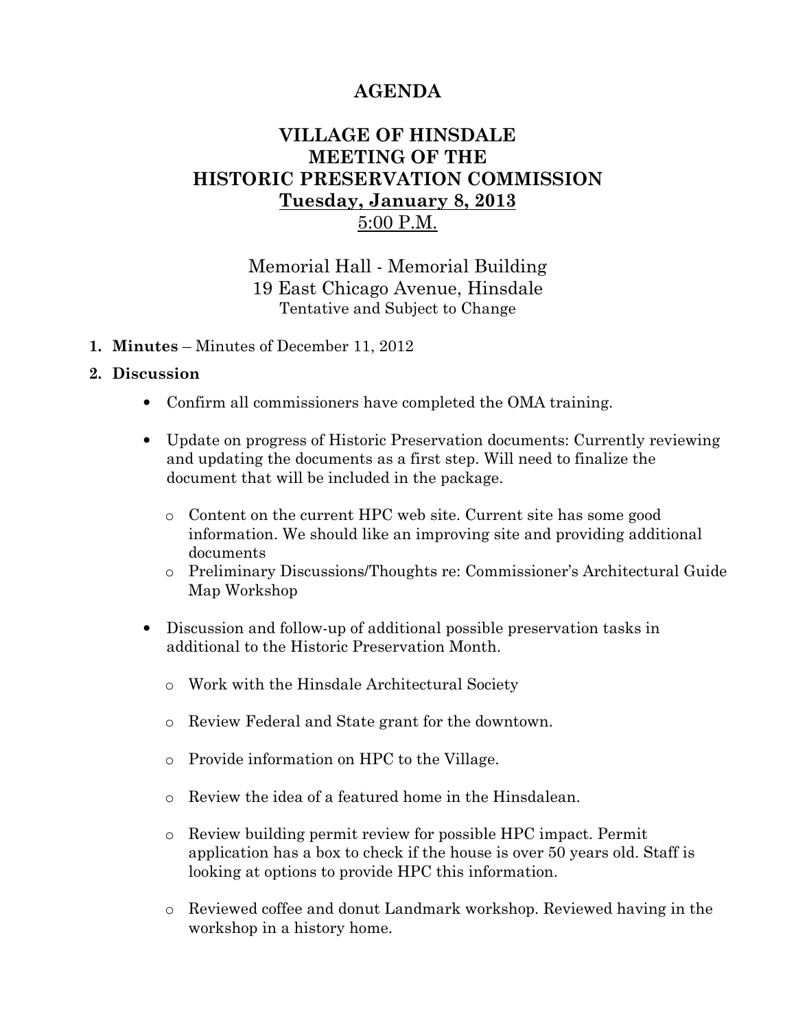# AGENDA

## VILLAGE OF HINSDALE
## MEETING OF THE
## HISTORIC PRESERVATION COMMISSION
## Tuesday, January 8, 2013
## 5:00 P.M.

Memorial Hall - Memorial Building
19 East Chicago Avenue, Hinsdale
Tentative and Subject to Change

1. **Minutes** – Minutes of December 11, 2012

2. **Discussion**

   - Confirm all commissioners have completed the OMA training.

   - Update on progress of Historic Preservation documents: Currently reviewing and updating the documents as a first step. Will need to finalize the document that will be included in the package.

     - Content on the current HPC web site. Current site has some good information. We should like an improving site and providing additional documents
     - Preliminary Discussions/Thoughts re: Commissioner's Architectural Guide Map Workshop

   - Discussion and follow-up of additional possible preservation tasks in additional to the Historic Preservation Month.

     - Work with the Hinsdale Architectural Society

     - Review Federal and State grant for the downtown.

     - Provide information on HPC to the Village.

     - Review the idea of a featured home in the Hinsdalean.

     - Review building permit review for possible HPC impact. Permit application has a box to check if the house is over 50 years old. Staff is looking at options to provide HPC this information.

     - Reviewed coffee and donut Landmark workshop. Reviewed having in the workshop in a history home.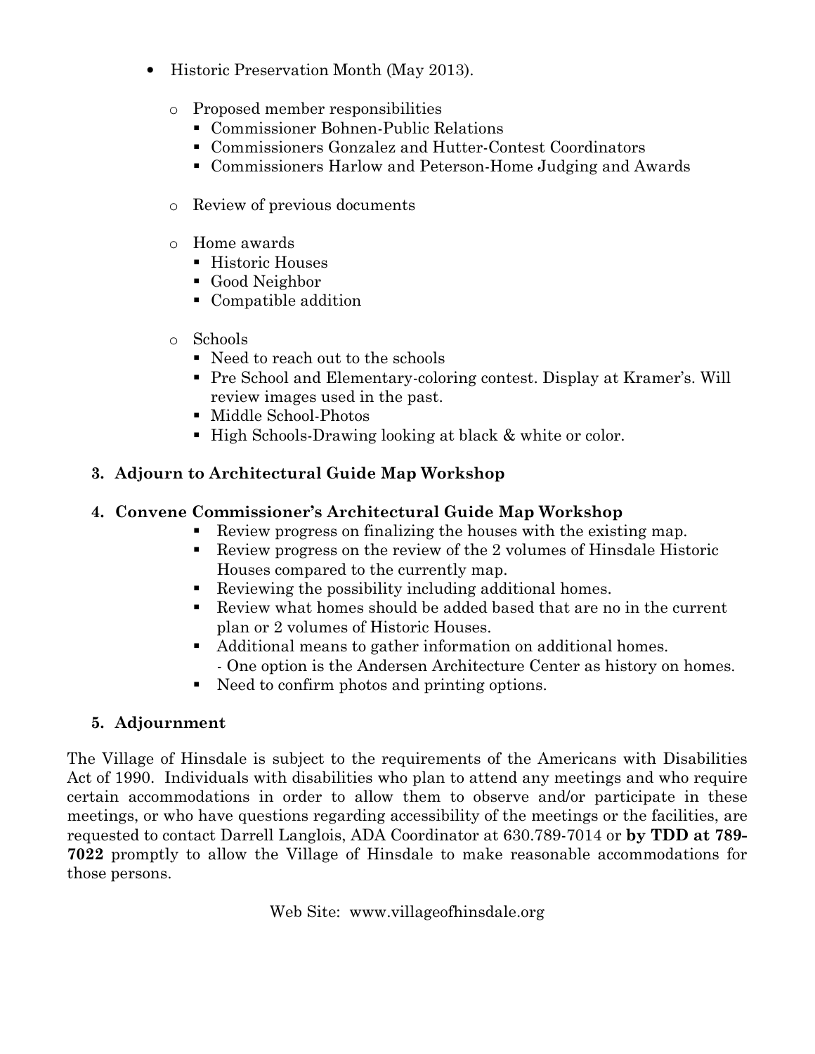- Historic Preservation Month (May 2013).
  - Proposed member responsibilities
    - Commissioner Bohnen-Public Relations
    - Commissioners Gonzalez and Hutter-Contest Coordinators
    - Commissioners Harlow and Peterson-Home Judging and Awards
  - Review of previous documents
  - Home awards
    - Historic Houses
    - Good Neighbor
    - Compatible addition
  - Schools
    - Need to reach out to the schools
    - Pre School and Elementary-coloring contest. Display at Kramer's. Will review images used in the past.
    - Middle School-Photos
    - High Schools-Drawing looking at black & white or color.

**3. Adjourn to Architectural Guide Map Workshop**

**4. Convene Commissioner's Architectural Guide Map Workshop**

- Review progress on finalizing the houses with the existing map.
- Review progress on the review of the 2 volumes of Hinsdale Historic Houses compared to the currently map.
- Reviewing the possibility including additional homes.
- Review what homes should be added based that are no in the current plan or 2 volumes of Historic Houses.
- Additional means to gather information on additional homes.
  - One option is the Andersen Architecture Center as history on homes.
- Need to confirm photos and printing options.

**5. Adjournment**

The Village of Hinsdale is subject to the requirements of the Americans with Disabilities Act of 1990. Individuals with disabilities who plan to attend any meetings and who require certain accommodations in order to allow them to observe and/or participate in these meetings, or who have questions regarding accessibility of the meetings or the facilities, are requested to contact Darrell Langlois, ADA Coordinator at 630.789-7014 or **by TDD at 789-7022** promptly to allow the Village of Hinsdale to make reasonable accommodations for those persons.

Web Site: www.villageofhinsdale.org